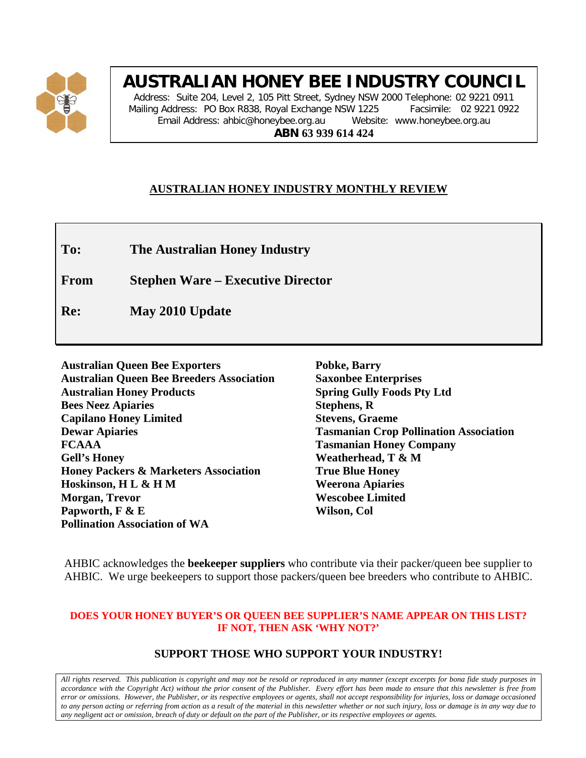# AUSTRALIAN HONEY BEE INDUSTRY COUNCIL

Address: Suite 204, Level 2, 105 Pitt Street, Sydney NSW 2000 Telephone: 02 9221 0911
Mailing Address: PO Box R838, Royal Exchange NSW 1225 Facsimile: 02 9221 0922
Email Address: ahbic@honeybee.org.au Website: www.honeybee.org.au
**ABN 63 939 614 424**

## AUSTRALIAN HONEY INDUSTRY MONTHLY REVIEW

**To:** **The Australian Honey Industry**

**From** **Stephen Ware – Executive Director**

**Re:** **May 2010 Update**

**Australian Queen Bee Exporters**
**Australian Queen Bee Breeders Association**
**Australian Honey Products**
**Bees Neez Apiaries**
**Capilano Honey Limited**
**Dewar Apiaries**
**FCAAA**
**Gell's Honey**
**Honey Packers & Marketers Association**
**Hoskinson, H L & H M**
**Morgan, Trevor**
**Papworth, F & E**
**Pollination Association of WA**
**Pobke, Barry**
**Saxonbee Enterprises**
**Spring Gully Foods Pty Ltd**
**Stephens, R**
**Stevens, Graeme**
**Tasmanian Crop Pollination Association**
**Tasmanian Honey Company**
**Weatherhead, T & M**
**True Blue Honey**
**Weerona Apiaries**
**Wescobee Limited**
**Wilson, Col**

AHBIC acknowledges the **beekeeper suppliers** who contribute via their packer/queen bee supplier to AHBIC. We urge beekeepers to support those packers/queen bee breeders who contribute to AHBIC.

**DOES YOUR HONEY BUYER'S OR QUEEN BEE SUPPLIER'S NAME APPEAR ON THIS LIST? IF NOT, THEN ASK 'WHY NOT?'**

**SUPPORT THOSE WHO SUPPORT YOUR INDUSTRY!**

*All rights reserved. This publication is copyright and may not be resold or reproduced in any manner (except excerpts for bona fide study purposes in accordance with the Copyright Act) without the prior consent of the Publisher. Every effort has been made to ensure that this newsletter is free from error or omissions. However, the Publisher, or its respective employees or agents, shall not accept responsibility for injuries, loss or damage occasioned to any person acting or referring from action as a result of the material in this newsletter whether or not such injury, loss or damage is in any way due to any negligent act or omission, breach of duty or default on the part of the Publisher, or its respective employees or agents.*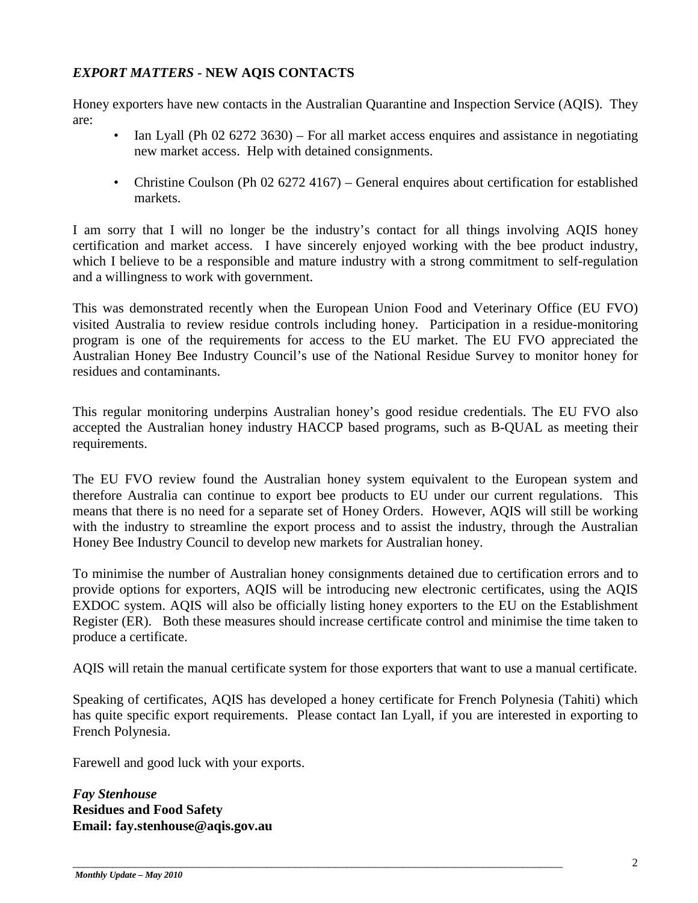## *EXPORT MATTERS* - NEW AQIS CONTACTS

Honey exporters have new contacts in the Australian Quarantine and Inspection Service (AQIS). They are:

- Ian Lyall (Ph 02 6272 3630) – For all market access enquires and assistance in negotiating new market access. Help with detained consignments.
- Christine Coulson (Ph 02 6272 4167) – General enquires about certification for established markets.

I am sorry that I will no longer be the industry's contact for all things involving AQIS honey certification and market access. I have sincerely enjoyed working with the bee product industry, which I believe to be a responsible and mature industry with a strong commitment to self-regulation and a willingness to work with government.

This was demonstrated recently when the European Union Food and Veterinary Office (EU FVO) visited Australia to review residue controls including honey. Participation in a residue-monitoring program is one of the requirements for access to the EU market. The EU FVO appreciated the Australian Honey Bee Industry Council's use of the National Residue Survey to monitor honey for residues and contaminants.

This regular monitoring underpins Australian honey's good residue credentials. The EU FVO also accepted the Australian honey industry HACCP based programs, such as B-QUAL as meeting their requirements.

The EU FVO review found the Australian honey system equivalent to the European system and therefore Australia can continue to export bee products to EU under our current regulations. This means that there is no need for a separate set of Honey Orders. However, AQIS will still be working with the industry to streamline the export process and to assist the industry, through the Australian Honey Bee Industry Council to develop new markets for Australian honey.

To minimise the number of Australian honey consignments detained due to certification errors and to provide options for exporters, AQIS will be introducing new electronic certificates, using the AQIS EXDOC system. AQIS will also be officially listing honey exporters to the EU on the Establishment Register (ER). Both these measures should increase certificate control and minimise the time taken to produce a certificate.

AQIS will retain the manual certificate system for those exporters that want to use a manual certificate.

Speaking of certificates, AQIS has developed a honey certificate for French Polynesia (Tahiti) which has quite specific export requirements. Please contact Ian Lyall, if you are interested in exporting to French Polynesia.

Farewell and good luck with your exports.

***Fay Stenhouse***
**Residues and Food Safety**
**Email: fay.stenhouse@aqis.gov.au**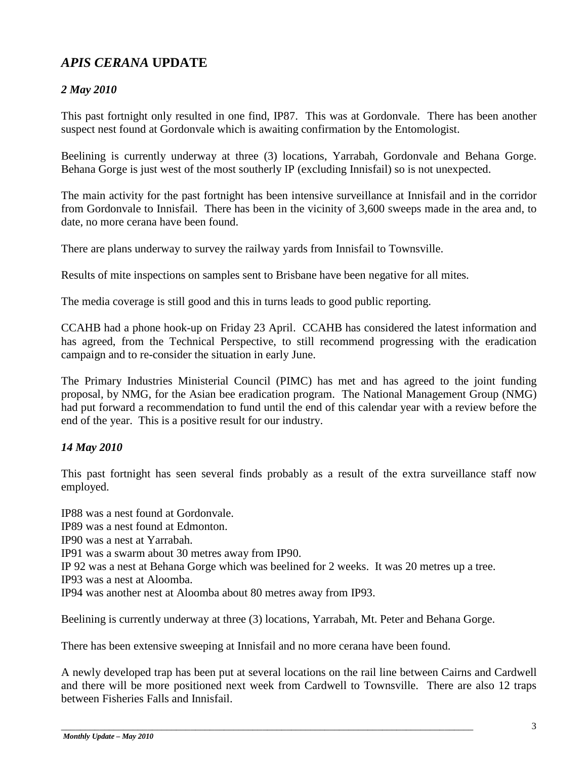## *APIS CERANA* UPDATE

### *2 May 2010*

This past fortnight only resulted in one find, IP87. This was at Gordonvale. There has been another suspect nest found at Gordonvale which is awaiting confirmation by the Entomologist.

Beelining is currently underway at three (3) locations, Yarrabah, Gordonvale and Behana Gorge. Behana Gorge is just west of the most southerly IP (excluding Innisfail) so is not unexpected.

The main activity for the past fortnight has been intensive surveillance at Innisfail and in the corridor from Gordonvale to Innisfail. There has been in the vicinity of 3,600 sweeps made in the area and, to date, no more cerana have been found.

There are plans underway to survey the railway yards from Innisfail to Townsville.

Results of mite inspections on samples sent to Brisbane have been negative for all mites.

The media coverage is still good and this in turns leads to good public reporting.

CCAHB had a phone hook-up on Friday 23 April. CCAHB has considered the latest information and has agreed, from the Technical Perspective, to still recommend progressing with the eradication campaign and to re-consider the situation in early June.

The Primary Industries Ministerial Council (PIMC) has met and has agreed to the joint funding proposal, by NMG, for the Asian bee eradication program. The National Management Group (NMG) had put forward a recommendation to fund until the end of this calendar year with a review before the end of the year. This is a positive result for our industry.

### *14 May 2010*

This past fortnight has seen several finds probably as a result of the extra surveillance staff now employed.

IP88 was a nest found at Gordonvale.
IP89 was a nest found at Edmonton.
IP90 was a nest at Yarrabah.
IP91 was a swarm about 30 metres away from IP90.
IP 92 was a nest at Behana Gorge which was beelined for 2 weeks. It was 20 metres up a tree.
IP93 was a nest at Aloomba.
IP94 was another nest at Aloomba about 80 metres away from IP93.

Beelining is currently underway at three (3) locations, Yarrabah, Mt. Peter and Behana Gorge.

There has been extensive sweeping at Innisfail and no more cerana have been found.

A newly developed trap has been put at several locations on the rail line between Cairns and Cardwell and there will be more positioned next week from Cardwell to Townsville. There are also 12 traps between Fisheries Falls and Innisfail.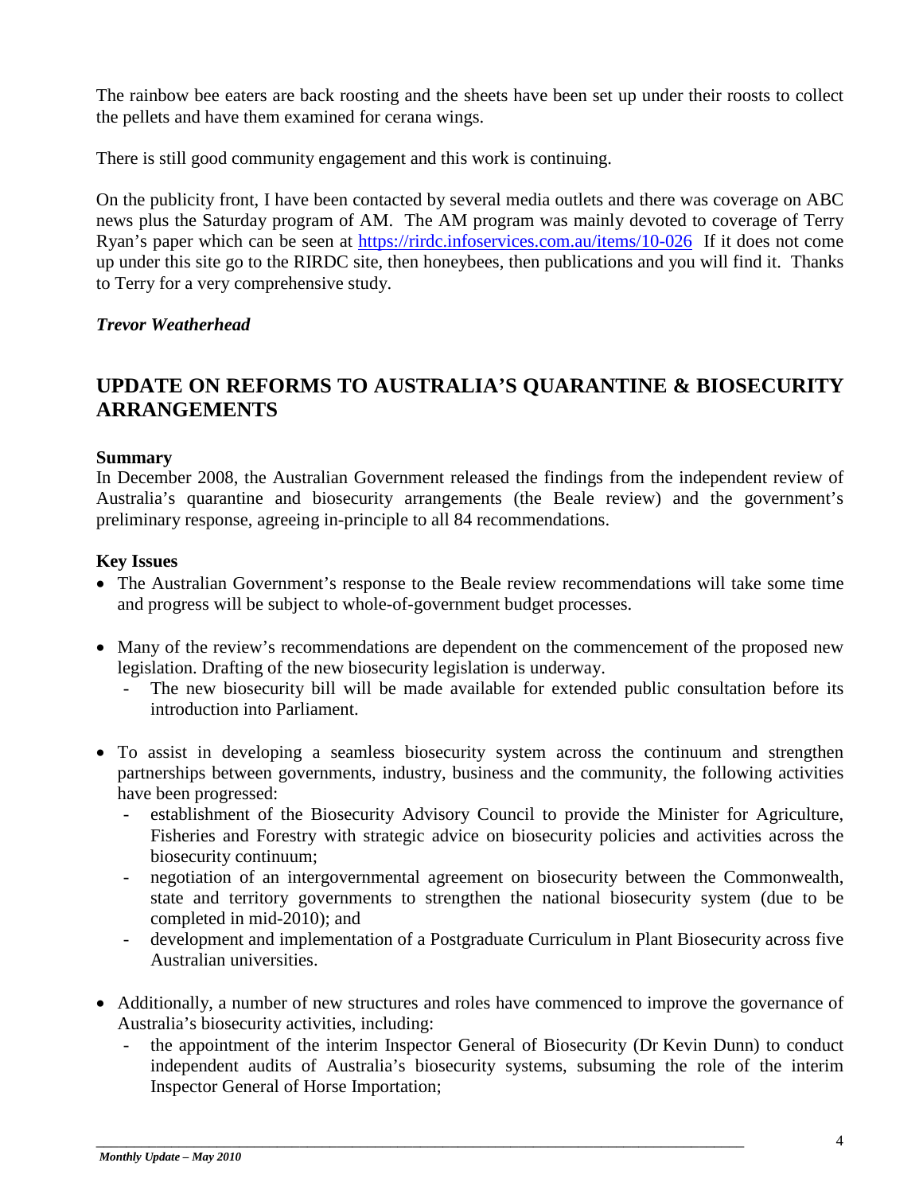The rainbow bee eaters are back roosting and the sheets have been set up under their roosts to collect the pellets and have them examined for cerana wings.

There is still good community engagement and this work is continuing.

On the publicity front, I have been contacted by several media outlets and there was coverage on ABC news plus the Saturday program of AM. The AM program was mainly devoted to coverage of Terry Ryan's paper which can be seen at https://rirdc.infoservices.com.au/items/10-026 If it does not come up under this site go to the RIRDC site, then honeybees, then publications and you will find it. Thanks to Terry for a very comprehensive study.

***Trevor Weatherhead***

## UPDATE ON REFORMS TO AUSTRALIA'S QUARANTINE & BIOSECURITY ARRANGEMENTS

**Summary**

In December 2008, the Australian Government released the findings from the independent review of Australia's quarantine and biosecurity arrangements (the Beale review) and the government's preliminary response, agreeing in-principle to all 84 recommendations.

**Key Issues**

- The Australian Government's response to the Beale review recommendations will take some time and progress will be subject to whole-of-government budget processes.

- Many of the review's recommendations are dependent on the commencement of the proposed new legislation. Drafting of the new biosecurity legislation is underway.
  - The new biosecurity bill will be made available for extended public consultation before its introduction into Parliament.

- To assist in developing a seamless biosecurity system across the continuum and strengthen partnerships between governments, industry, business and the community, the following activities have been progressed:
  - establishment of the Biosecurity Advisory Council to provide the Minister for Agriculture, Fisheries and Forestry with strategic advice on biosecurity policies and activities across the biosecurity continuum;
  - negotiation of an intergovernmental agreement on biosecurity between the Commonwealth, state and territory governments to strengthen the national biosecurity system (due to be completed in mid-2010); and
  - development and implementation of a Postgraduate Curriculum in Plant Biosecurity across five Australian universities.

- Additionally, a number of new structures and roles have commenced to improve the governance of Australia's biosecurity activities, including:
  - the appointment of the interim Inspector General of Biosecurity (Dr Kevin Dunn) to conduct independent audits of Australia's biosecurity systems, subsuming the role of the interim Inspector General of Horse Importation;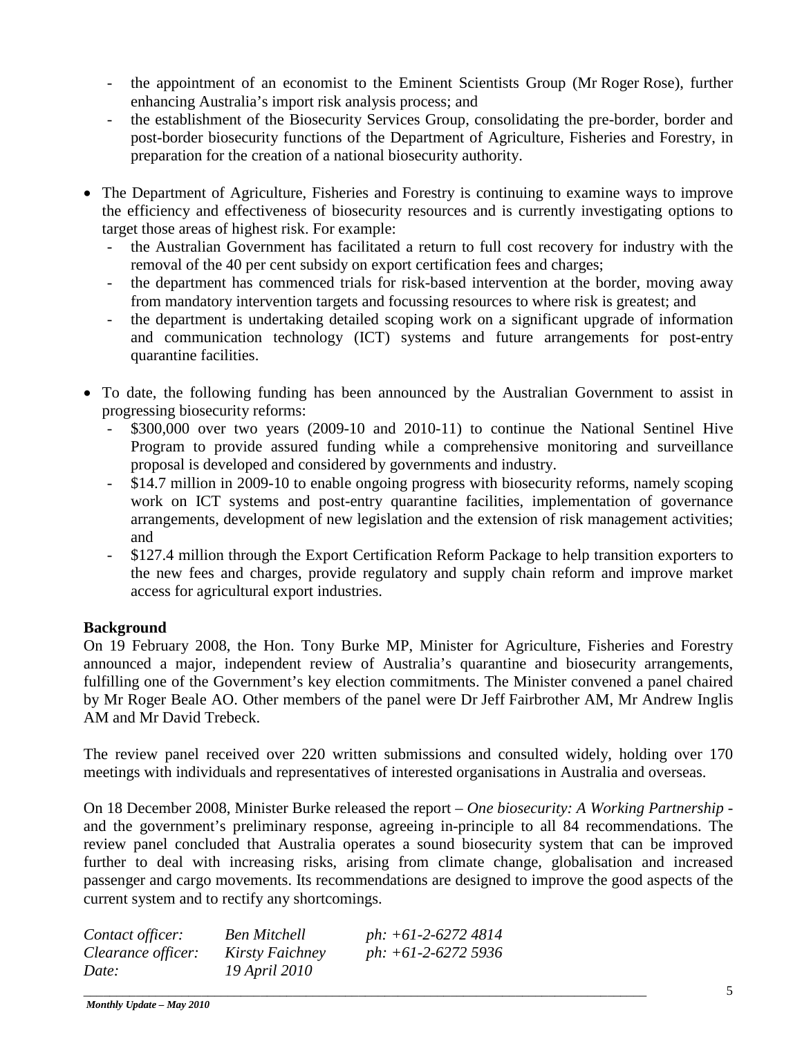- the appointment of an economist to the Eminent Scientists Group (Mr Roger Rose), further enhancing Australia's import risk analysis process; and
- the establishment of the Biosecurity Services Group, consolidating the pre-border, border and post-border biosecurity functions of the Department of Agriculture, Fisheries and Forestry, in preparation for the creation of a national biosecurity authority.

- The Department of Agriculture, Fisheries and Forestry is continuing to examine ways to improve the efficiency and effectiveness of biosecurity resources and is currently investigating options to target those areas of highest risk. For example:
  - the Australian Government has facilitated a return to full cost recovery for industry with the removal of the 40 per cent subsidy on export certification fees and charges;
  - the department has commenced trials for risk-based intervention at the border, moving away from mandatory intervention targets and focussing resources to where risk is greatest; and
  - the department is undertaking detailed scoping work on a significant upgrade of information and communication technology (ICT) systems and future arrangements for post-entry quarantine facilities.

- To date, the following funding has been announced by the Australian Government to assist in progressing biosecurity reforms:
  - $300,000 over two years (2009-10 and 2010-11) to continue the National Sentinel Hive Program to provide assured funding while a comprehensive monitoring and surveillance proposal is developed and considered by governments and industry.
  - $14.7 million in 2009-10 to enable ongoing progress with biosecurity reforms, namely scoping work on ICT systems and post-entry quarantine facilities, implementation of governance arrangements, development of new legislation and the extension of risk management activities; and
  - $127.4 million through the Export Certification Reform Package to help transition exporters to the new fees and charges, provide regulatory and supply chain reform and improve market access for agricultural export industries.

**Background**

On 19 February 2008, the Hon. Tony Burke MP, Minister for Agriculture, Fisheries and Forestry announced a major, independent review of Australia's quarantine and biosecurity arrangements, fulfilling one of the Government's key election commitments. The Minister convened a panel chaired by Mr Roger Beale AO. Other members of the panel were Dr Jeff Fairbrother AM, Mr Andrew Inglis AM and Mr David Trebeck.

The review panel received over 220 written submissions and consulted widely, holding over 170 meetings with individuals and representatives of interested organisations in Australia and overseas.

On 18 December 2008, Minister Burke released the report – *One biosecurity: A Working Partnership* - and the government's preliminary response, agreeing in-principle to all 84 recommendations. The review panel concluded that Australia operates a sound biosecurity system that can be improved further to deal with increasing risks, arising from climate change, globalisation and increased passenger and cargo movements. Its recommendations are designed to improve the good aspects of the current system and to rectify any shortcomings.

| | | |
|---|---|---|
| *Contact officer:* | *Ben Mitchell* | *ph: +61-2-6272 4814* |
| *Clearance officer:* | *Kirsty Faichney* | *ph: +61-2-6272 5936* |
| *Date:* | *19 April 2010* | |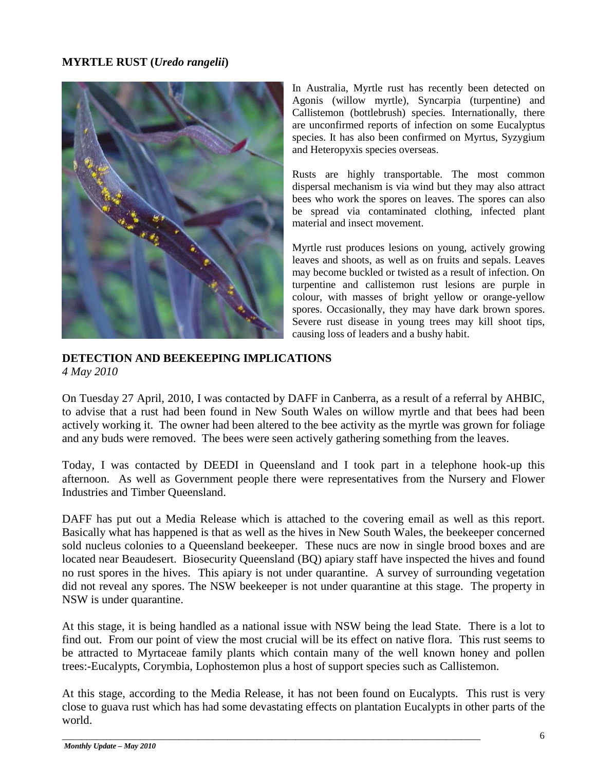## MYRTLE RUST (*Uredo rangelii*)

In Australia, Myrtle rust has recently been detected on Agonis (willow myrtle), Syncarpia (turpentine) and Callistemon (bottlebrush) species. Internationally, there are unconfirmed reports of infection on some Eucalyptus species. It has also been confirmed on Myrtus, Syzygium and Heteropyxis species overseas.

Rusts are highly transportable. The most common dispersal mechanism is via wind but they may also attract bees who work the spores on leaves. The spores can also be spread via contaminated clothing, infected plant material and insect movement.

Myrtle rust produces lesions on young, actively growing leaves and shoots, as well as on fruits and sepals. Leaves may become buckled or twisted as a result of infection. On turpentine and callistemon rust lesions are purple in colour, with masses of bright yellow or orange-yellow spores. Occasionally, they may have dark brown spores. Severe rust disease in young trees may kill shoot tips, causing loss of leaders and a bushy habit.

## DETECTION AND BEEKEEPING IMPLICATIONS

*4 May 2010*

On Tuesday 27 April, 2010, I was contacted by DAFF in Canberra, as a result of a referral by AHBIC, to advise that a rust had been found in New South Wales on willow myrtle and that bees had been actively working it. The owner had been altered to the bee activity as the myrtle was grown for foliage and any buds were removed. The bees were seen actively gathering something from the leaves.

Today, I was contacted by DEEDI in Queensland and I took part in a telephone hook-up this afternoon. As well as Government people there were representatives from the Nursery and Flower Industries and Timber Queensland.

DAFF has put out a Media Release which is attached to the covering email as well as this report. Basically what has happened is that as well as the hives in New South Wales, the beekeeper concerned sold nucleus colonies to a Queensland beekeeper. These nucs are now in single brood boxes and are located near Beaudesert. Biosecurity Queensland (BQ) apiary staff have inspected the hives and found no rust spores in the hives. This apiary is not under quarantine. A survey of surrounding vegetation did not reveal any spores. The NSW beekeeper is not under quarantine at this stage. The property in NSW is under quarantine.

At this stage, it is being handled as a national issue with NSW being the lead State. There is a lot to find out. From our point of view the most crucial will be its effect on native flora. This rust seems to be attracted to Myrtaceae family plants which contain many of the well known honey and pollen trees:-Eucalypts, Corymbia, Lophostemon plus a host of support species such as Callistemon.

At this stage, according to the Media Release, it has not been found on Eucalypts. This rust is very close to guava rust which has had some devastating effects on plantation Eucalypts in other parts of the world.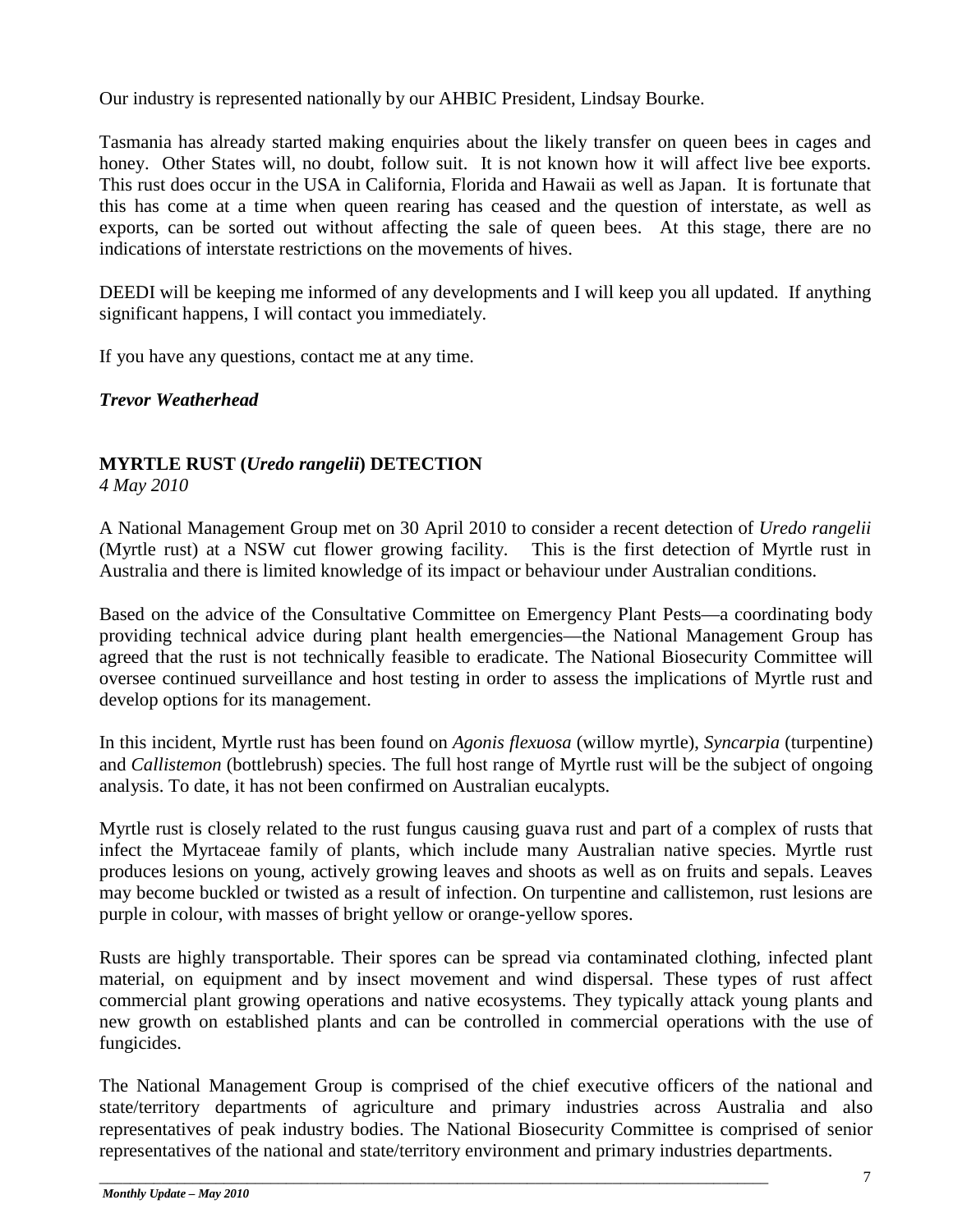Our industry is represented nationally by our AHBIC President, Lindsay Bourke.

Tasmania has already started making enquiries about the likely transfer on queen bees in cages and honey. Other States will, no doubt, follow suit. It is not known how it will affect live bee exports. This rust does occur in the USA in California, Florida and Hawaii as well as Japan. It is fortunate that this has come at a time when queen rearing has ceased and the question of interstate, as well as exports, can be sorted out without affecting the sale of queen bees. At this stage, there are no indications of interstate restrictions on the movements of hives.

DEEDI will be keeping me informed of any developments and I will keep you all updated. If anything significant happens, I will contact you immediately.

If you have any questions, contact me at any time.

***Trevor Weatherhead***

**MYRTLE RUST (*Uredo rangelii*) DETECTION**

*4 May 2010*

A National Management Group met on 30 April 2010 to consider a recent detection of *Uredo rangelii* (Myrtle rust) at a NSW cut flower growing facility. This is the first detection of Myrtle rust in Australia and there is limited knowledge of its impact or behaviour under Australian conditions.

Based on the advice of the Consultative Committee on Emergency Plant Pests—a coordinating body providing technical advice during plant health emergencies—the National Management Group has agreed that the rust is not technically feasible to eradicate. The National Biosecurity Committee will oversee continued surveillance and host testing in order to assess the implications of Myrtle rust and develop options for its management.

In this incident, Myrtle rust has been found on *Agonis flexuosa* (willow myrtle), *Syncarpia* (turpentine) and *Callistemon* (bottlebrush) species. The full host range of Myrtle rust will be the subject of ongoing analysis. To date, it has not been confirmed on Australian eucalypts.

Myrtle rust is closely related to the rust fungus causing guava rust and part of a complex of rusts that infect the Myrtaceae family of plants, which include many Australian native species. Myrtle rust produces lesions on young, actively growing leaves and shoots as well as on fruits and sepals. Leaves may become buckled or twisted as a result of infection. On turpentine and callistemon, rust lesions are purple in colour, with masses of bright yellow or orange-yellow spores.

Rusts are highly transportable. Their spores can be spread via contaminated clothing, infected plant material, on equipment and by insect movement and wind dispersal. These types of rust affect commercial plant growing operations and native ecosystems. They typically attack young plants and new growth on established plants and can be controlled in commercial operations with the use of fungicides.

The National Management Group is comprised of the chief executive officers of the national and state/territory departments of agriculture and primary industries across Australia and also representatives of peak industry bodies. The National Biosecurity Committee is comprised of senior representatives of the national and state/territory environment and primary industries departments.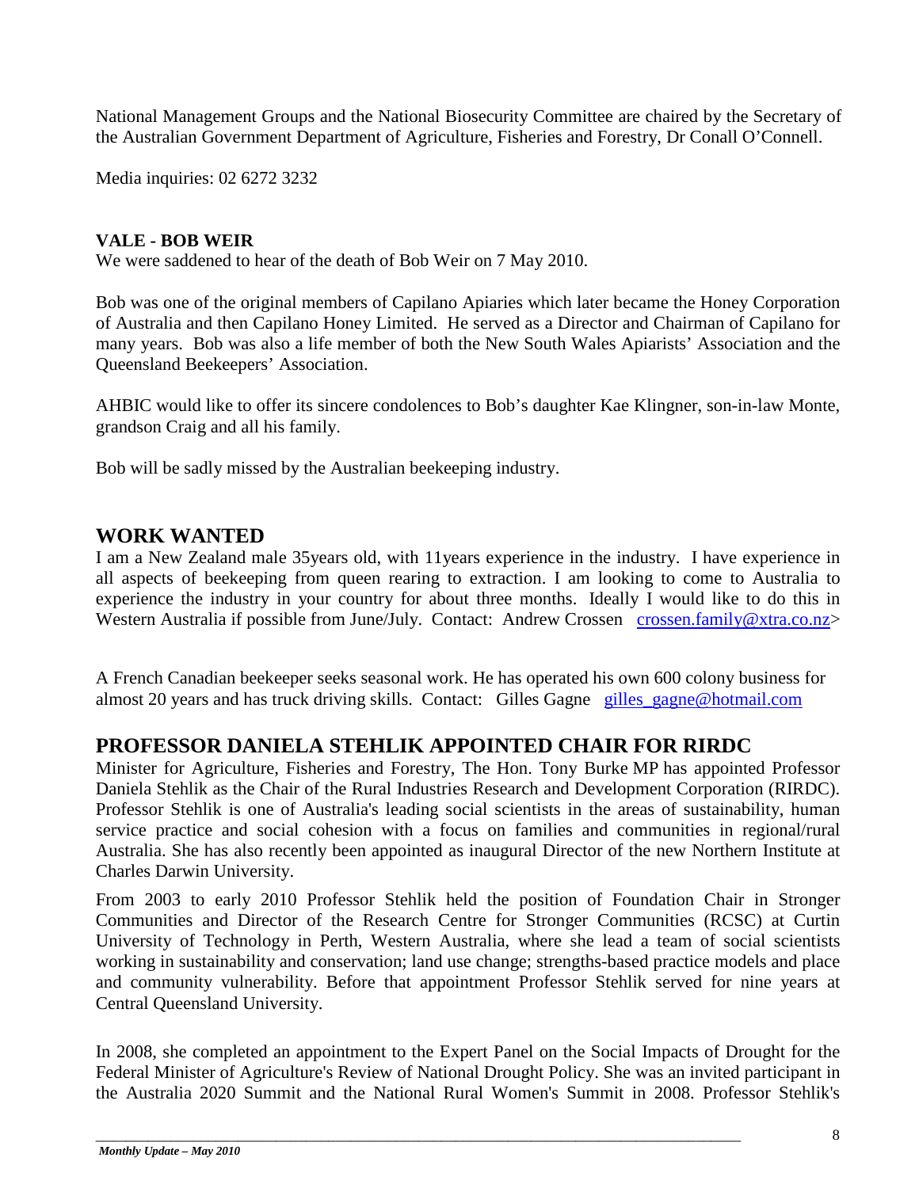National Management Groups and the National Biosecurity Committee are chaired by the Secretary of the Australian Government Department of Agriculture, Fisheries and Forestry, Dr Conall O'Connell.

Media inquiries: 02 6272 3232

**VALE - BOB WEIR**

We were saddened to hear of the death of Bob Weir on 7 May 2010.

Bob was one of the original members of Capilano Apiaries which later became the Honey Corporation of Australia and then Capilano Honey Limited. He served as a Director and Chairman of Capilano for many years. Bob was also a life member of both the New South Wales Apiarists' Association and the Queensland Beekeepers' Association.

AHBIC would like to offer its sincere condolences to Bob's daughter Kae Klingner, son-in-law Monte, grandson Craig and all his family.

Bob will be sadly missed by the Australian beekeeping industry.

## WORK WANTED

I am a New Zealand male 35years old, with 11years experience in the industry. I have experience in all aspects of beekeeping from queen rearing to extraction. I am looking to come to Australia to experience the industry in your country for about three months. Ideally I would like to do this in Western Australia if possible from June/July. Contact: Andrew Crossen crossen.family@xtra.co.nz>

A French Canadian beekeeper seeks seasonal work. He has operated his own 600 colony business for almost 20 years and has truck driving skills. Contact: Gilles Gagne gilles_gagne@hotmail.com

## PROFESSOR DANIELA STEHLIK APPOINTED CHAIR FOR RIRDC

Minister for Agriculture, Fisheries and Forestry, The Hon. Tony Burke MP has appointed Professor Daniela Stehlik as the Chair of the Rural Industries Research and Development Corporation (RIRDC). Professor Stehlik is one of Australia's leading social scientists in the areas of sustainability, human service practice and social cohesion with a focus on families and communities in regional/rural Australia. She has also recently been appointed as inaugural Director of the new Northern Institute at Charles Darwin University.

From 2003 to early 2010 Professor Stehlik held the position of Foundation Chair in Stronger Communities and Director of the Research Centre for Stronger Communities (RCSC) at Curtin University of Technology in Perth, Western Australia, where she lead a team of social scientists working in sustainability and conservation; land use change; strengths-based practice models and place and community vulnerability. Before that appointment Professor Stehlik served for nine years at Central Queensland University.

In 2008, she completed an appointment to the Expert Panel on the Social Impacts of Drought for the Federal Minister of Agriculture's Review of National Drought Policy. She was an invited participant in the Australia 2020 Summit and the National Rural Women's Summit in 2008. Professor Stehlik's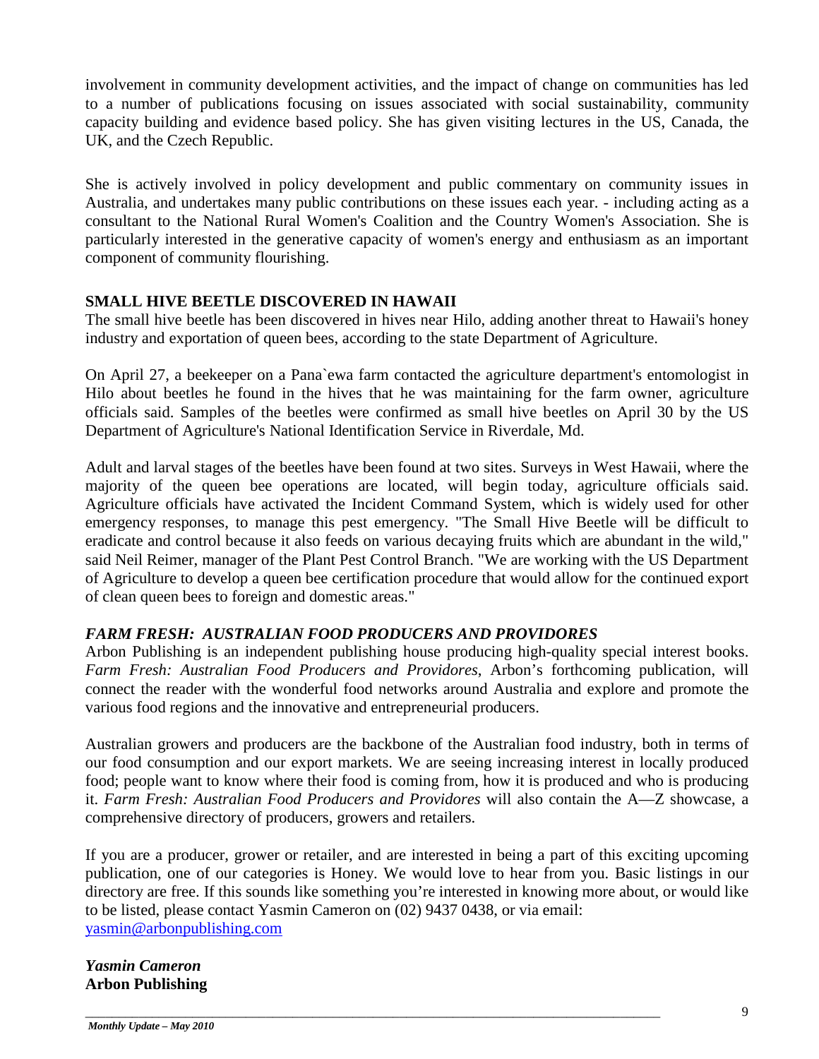involvement in community development activities, and the impact of change on communities has led to a number of publications focusing on issues associated with social sustainability, community capacity building and evidence based policy. She has given visiting lectures in the US, Canada, the UK, and the Czech Republic.

She is actively involved in policy development and public commentary on community issues in Australia, and undertakes many public contributions on these issues each year. - including acting as a consultant to the National Rural Women's Coalition and the Country Women's Association. She is particularly interested in the generative capacity of women's energy and enthusiasm as an important component of community flourishing.

**SMALL HIVE BEETLE DISCOVERED IN HAWAII**

The small hive beetle has been discovered in hives near Hilo, adding another threat to Hawaii's honey industry and exportation of queen bees, according to the state Department of Agriculture.

On April 27, a beekeeper on a Pana`ewa farm contacted the agriculture department's entomologist in Hilo about beetles he found in the hives that he was maintaining for the farm owner, agriculture officials said. Samples of the beetles were confirmed as small hive beetles on April 30 by the US Department of Agriculture's National Identification Service in Riverdale, Md.

Adult and larval stages of the beetles have been found at two sites. Surveys in West Hawaii, where the majority of the queen bee operations are located, will begin today, agriculture officials said. Agriculture officials have activated the Incident Command System, which is widely used for other emergency responses, to manage this pest emergency. "The Small Hive Beetle will be difficult to eradicate and control because it also feeds on various decaying fruits which are abundant in the wild," said Neil Reimer, manager of the Plant Pest Control Branch. "We are working with the US Department of Agriculture to develop a queen bee certification procedure that would allow for the continued export of clean queen bees to foreign and domestic areas."

***FARM FRESH: AUSTRALIAN FOOD PRODUCERS AND PROVIDORES***

Arbon Publishing is an independent publishing house producing high-quality special interest books. *Farm Fresh: Australian Food Producers and Providores*, Arbon's forthcoming publication, will connect the reader with the wonderful food networks around Australia and explore and promote the various food regions and the innovative and entrepreneurial producers.

Australian growers and producers are the backbone of the Australian food industry, both in terms of our food consumption and our export markets. We are seeing increasing interest in locally produced food; people want to know where their food is coming from, how it is produced and who is producing it. *Farm Fresh: Australian Food Producers and Providores* will also contain the A—Z showcase, a comprehensive directory of producers, growers and retailers.

If you are a producer, grower or retailer, and are interested in being a part of this exciting upcoming publication, one of our categories is Honey. We would love to hear from you. Basic listings in our directory are free. If this sounds like something you're interested in knowing more about, or would like to be listed, please contact Yasmin Cameron on (02) 9437 0438, or via email: yasmin@arbonpublishing.com

***Yasmin Cameron***
**Arbon Publishing**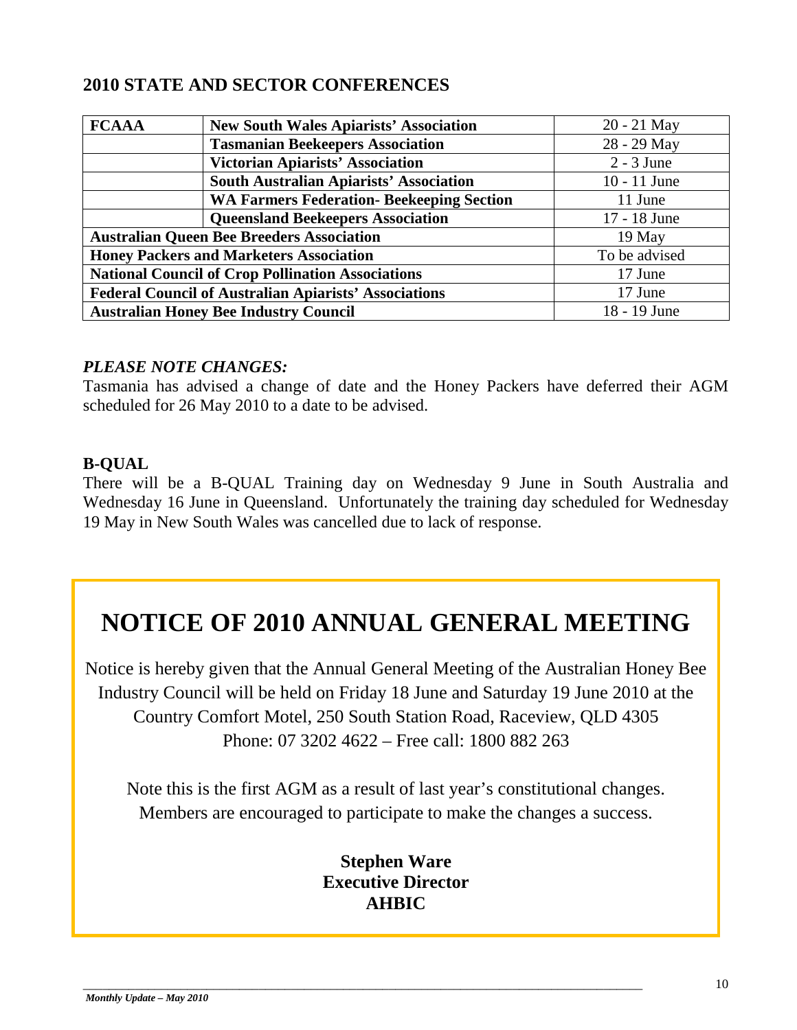## 2010 STATE AND SECTOR CONFERENCES

| **FCAAA** | **New South Wales Apiarists' Association** | 20 - 21 May |
|---|---|---|
| | **Tasmanian Beekeepers Association** | 28 - 29 May |
| | **Victorian Apiarists' Association** | 2 - 3 June |
| | **South Australian Apiarists' Association** | 10 - 11 June |
| | **WA Farmers Federation- Beekeeping Section** | 11 June |
| | **Queensland Beekeepers Association** | 17 - 18 June |
| **Australian Queen Bee Breeders Association** | | 19 May |
| **Honey Packers and Marketers Association** | | To be advised |
| **National Council of Crop Pollination Associations** | | 17 June |
| **Federal Council of Australian Apiarists' Associations** | | 17 June |
| **Australian Honey Bee Industry Council** | | 18 - 19 June |

***PLEASE NOTE CHANGES:***

Tasmania has advised a change of date and the Honey Packers have deferred their AGM scheduled for 26 May 2010 to a date to be advised.

**B-QUAL**

There will be a B-QUAL Training day on Wednesday 9 June in South Australia and Wednesday 16 June in Queensland. Unfortunately the training day scheduled for Wednesday 19 May in New South Wales was cancelled due to lack of response.

# NOTICE OF 2010 ANNUAL GENERAL MEETING

Notice is hereby given that the Annual General Meeting of the Australian Honey Bee Industry Council will be held on Friday 18 June and Saturday 19 June 2010 at the Country Comfort Motel, 250 South Station Road, Raceview, QLD 4305
Phone: 07 3202 4622 – Free call: 1800 882 263

Note this is the first AGM as a result of last year's constitutional changes. Members are encouraged to participate to make the changes a success.

**Stephen Ware**
**Executive Director**
**AHBIC**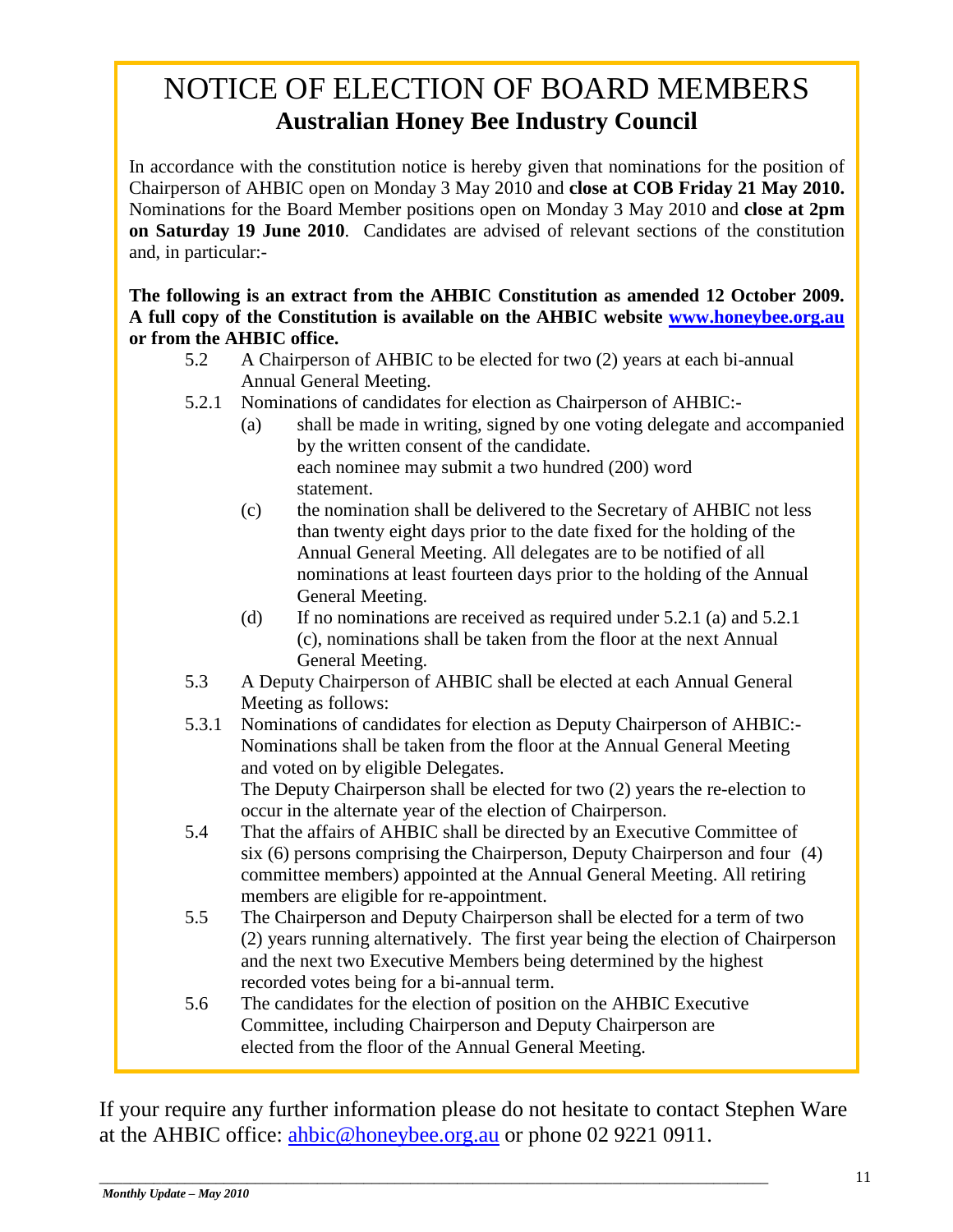# NOTICE OF ELECTION OF BOARD MEMBERS

## Australian Honey Bee Industry Council

In accordance with the constitution notice is hereby given that nominations for the position of Chairperson of AHBIC open on Monday 3 May 2010 and **close at COB Friday 21 May 2010.** Nominations for the Board Member positions open on Monday 3 May 2010 and **close at 2pm on Saturday 19 June 2010**. Candidates are advised of relevant sections of the constitution and, in particular:-

**The following is an extract from the AHBIC Constitution as amended 12 October 2009. A full copy of the Constitution is available on the AHBIC website [www.honeybee.org.au](http://www.honeybee.org.au) or from the AHBIC office.**

5.2 A Chairperson of AHBIC to be elected for two (2) years at each bi-annual Annual General Meeting.

5.2.1 Nominations of candidates for election as Chairperson of AHBIC:-

- (a) shall be made in writing, signed by one voting delegate and accompanied by the written consent of the candidate.
  each nominee may submit a two hundred (200) word statement.
- (c) the nomination shall be delivered to the Secretary of AHBIC not less than twenty eight days prior to the date fixed for the holding of the Annual General Meeting. All delegates are to be notified of all nominations at least fourteen days prior to the holding of the Annual General Meeting.
- (d) If no nominations are received as required under 5.2.1 (a) and 5.2.1 (c), nominations shall be taken from the floor at the next Annual General Meeting.

5.3 A Deputy Chairperson of AHBIC shall be elected at each Annual General Meeting as follows:

5.3.1 Nominations of candidates for election as Deputy Chairperson of AHBIC:- Nominations shall be taken from the floor at the Annual General Meeting and voted on by eligible Delegates.
The Deputy Chairperson shall be elected for two (2) years the re-election to occur in the alternate year of the election of Chairperson.

5.4 That the affairs of AHBIC shall be directed by an Executive Committee of six (6) persons comprising the Chairperson, Deputy Chairperson and four (4) committee members) appointed at the Annual General Meeting. All retiring members are eligible for re-appointment.

5.5 The Chairperson and Deputy Chairperson shall be elected for a term of two (2) years running alternatively. The first year being the election of Chairperson and the next two Executive Members being determined by the highest recorded votes being for a bi-annual term.

5.6 The candidates for the election of position on the AHBIC Executive Committee, including Chairperson and Deputy Chairperson are elected from the floor of the Annual General Meeting.

If your require any further information please do not hesitate to contact Stephen Ware at the AHBIC office: [ahbic@honeybee.org.au](mailto:ahbic@honeybee.org.au) or phone 02 9221 0911.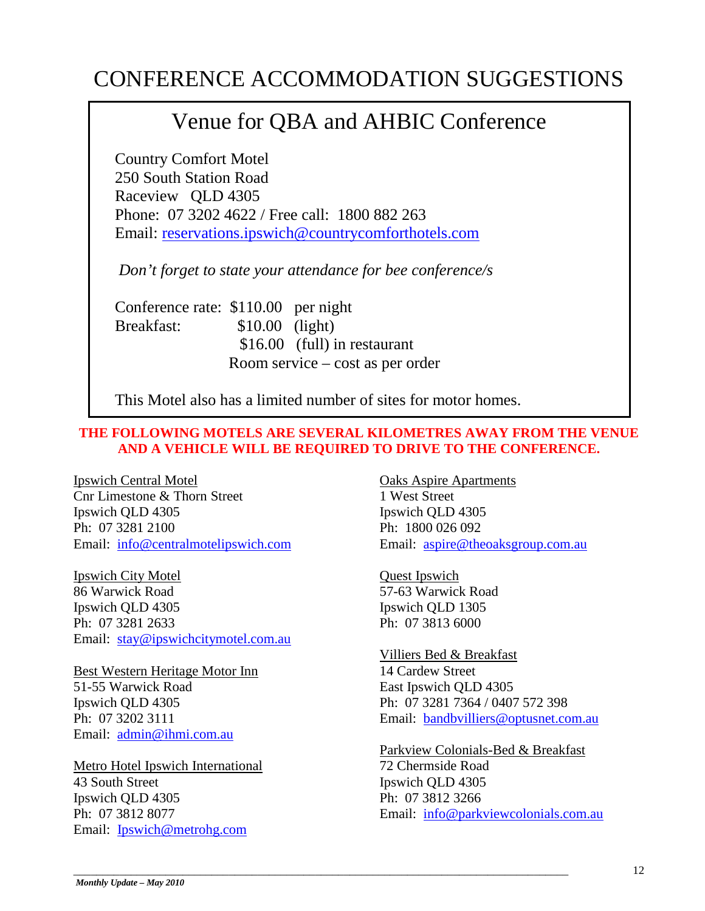# CONFERENCE ACCOMMODATION SUGGESTIONS

## Venue for QBA and AHBIC Conference

Country Comfort Motel
250 South Station Road
Raceview QLD 4305
Phone: 07 3202 4622 / Free call: 1800 882 263
Email: reservations.ipswich@countrycomforthotels.com

*Don't forget to state your attendance for bee conference/s*

Conference rate: $110.00 per night
Breakfast: $10.00 (light)
$16.00 (full) in restaurant
Room service – cost as per order

This Motel also has a limited number of sites for motor homes.

**THE FOLLOWING MOTELS ARE SEVERAL KILOMETRES AWAY FROM THE VENUE AND A VEHICLE WILL BE REQUIRED TO DRIVE TO THE CONFERENCE.**

Ipswich Central Motel
Cnr Limestone & Thorn Street
Ipswich QLD 4305
Ph: 07 3281 2100
Email: info@centralmotelipswich.com

Ipswich City Motel
86 Warwick Road
Ipswich QLD 4305
Ph: 07 3281 2633
Email: stay@ipswichcitymotel.com.au

Best Western Heritage Motor Inn
51-55 Warwick Road
Ipswich QLD 4305
Ph: 07 3202 3111
Email: admin@ihmi.com.au

Metro Hotel Ipswich International
43 South Street
Ipswich QLD 4305
Ph: 07 3812 8077
Email: Ipswich@metrohg.com

Oaks Aspire Apartments
1 West Street
Ipswich QLD 4305
Ph: 1800 026 092
Email: aspire@theoaksgroup.com.au

Quest Ipswich
57-63 Warwick Road
Ipswich QLD 1305
Ph: 07 3813 6000

Villiers Bed & Breakfast
14 Cardew Street
East Ipswich QLD 4305
Ph: 07 3281 7364 / 0407 572 398
Email: bandbvilliers@optusnet.com.au

Parkview Colonials-Bed & Breakfast
72 Chermside Road
Ipswich QLD 4305
Ph: 07 3812 3266
Email: info@parkviewcolonials.com.au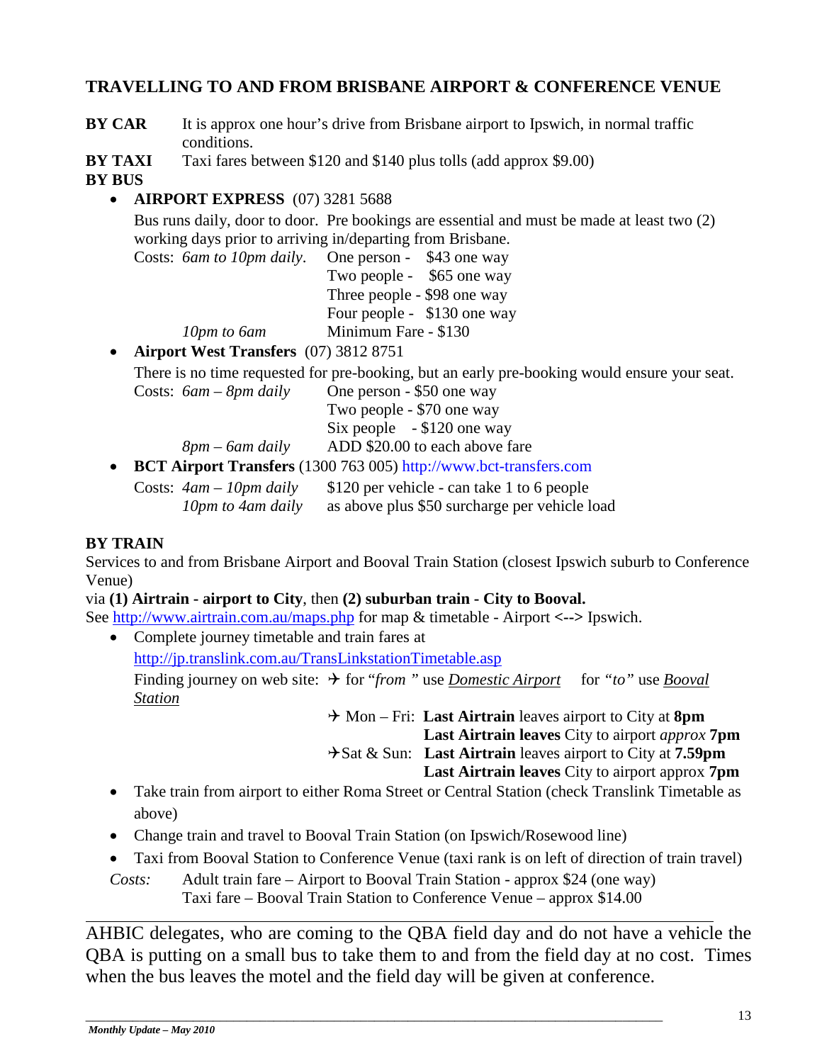## TRAVELLING TO AND FROM BRISBANE AIRPORT & CONFERENCE VENUE

**BY CAR** It is approx one hour's drive from Brisbane airport to Ipswich, in normal traffic conditions.

**BY TAXI** Taxi fares between $120 and $140 plus tolls (add approx $9.00)

**BY BUS**

- **AIRPORT EXPRESS** (07) 3281 5688

  Bus runs daily, door to door. Pre bookings are essential and must be made at least two (2) working days prior to arriving in/departing from Brisbane.

  Costs: *6am to 10pm daily*. One person - $43 one way
  Two people - $65 one way
  Three people - $98 one way
  Four people - $130 one way
  *10pm to 6am* Minimum Fare - $130

- **Airport West Transfers** (07) 3812 8751

  There is no time requested for pre-booking, but an early pre-booking would ensure your seat.

  Costs: *6am – 8pm daily* One person - $50 one way
  Two people - $70 one way
  Six people - $120 one way
  *8pm – 6am daily* ADD $20.00 to each above fare

- **BCT Airport Transfers** (1300 763 005) http://www.bct-transfers.com

  Costs: *4am – 10pm daily* $120 per vehicle - can take 1 to 6 people
  *10pm to 4am daily* as above plus $50 surcharge per vehicle load

**BY TRAIN**

Services to and from Brisbane Airport and Booval Train Station (closest Ipswich suburb to Conference Venue)

via **(1) Airtrain - airport to City**, then **(2) suburban train - City to Booval.**

See http://www.airtrain.com.au/maps.php for map & timetable - Airport <--> Ipswich.

- Complete journey timetable and train fares at http://jp.translink.com.au/TransLinkstationTimetable.asp

  Finding journey on web site: ✈ for "*from* " use *Domestic Airport* for *"to"* use *Booval Station*

  ✈ Mon – Fri: **Last Airtrain** leaves airport to City at **8pm**
  **Last Airtrain leaves** City to airport *approx* **7pm**

  ✈ Sat & Sun: **Last Airtrain** leaves airport to City at **7.59pm**
  **Last Airtrain leaves** City to airport approx **7pm**

- Take train from airport to either Roma Street or Central Station (check Translink Timetable as above)
- Change train and travel to Booval Train Station (on Ipswich/Rosewood line)
- Taxi from Booval Station to Conference Venue (taxi rank is on left of direction of train travel)

*Costs:* Adult train fare – Airport to Booval Train Station - approx $24 (one way)
Taxi fare – Booval Train Station to Conference Venue – approx $14.00

---

AHBIC delegates, who are coming to the QBA field day and do not have a vehicle the QBA is putting on a small bus to take them to and from the field day at no cost. Times when the bus leaves the motel and the field day will be given at conference.